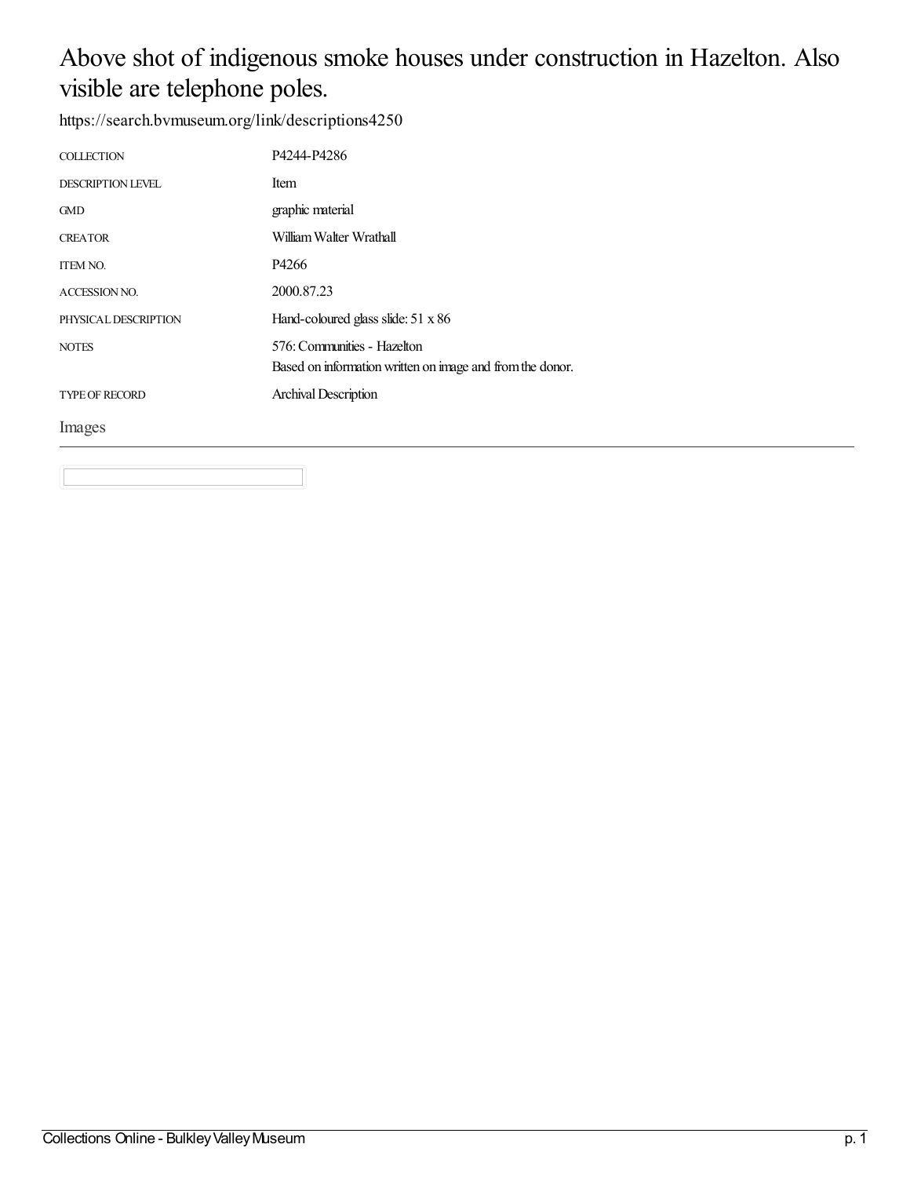# Above shot of indigenous smoke houses under construction in Hazelton. Also visible are telephone poles.

https://search.bvmuseum.org/link/descriptions4250

| | |
|---|---|
| COLLECTION | P4244-P4286 |
| DESCRIPTION LEVEL | Item |
| GMD | graphic material |
| CREATOR | William Walter Wrathall |
| ITEM NO. | P4266 |
| ACCESSION NO. | 2000.87.23 |
| PHYSICAL DESCRIPTION | Hand-coloured glass slide: 51 x 86 |
| NOTES | 576: Communities - Hazelton<br>Based on information written on image and from the donor. |
| TYPE OF RECORD | Archival Description |

## Images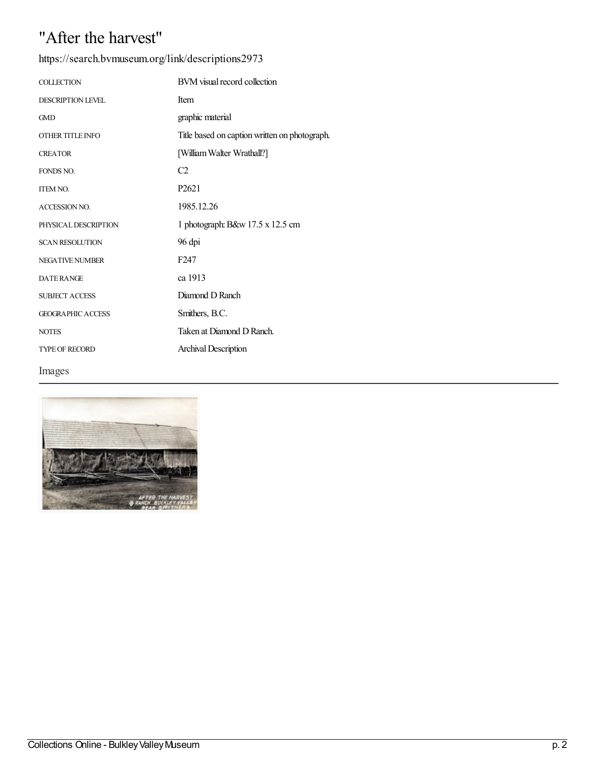# "After the harvest"

https://search.bvmuseum.org/link/descriptions2973

| | |
|---|---|
| COLLECTION | BVM visual record collection |
| DESCRIPTION LEVEL | Item |
| GMD | graphic material |
| OTHER TITLE INFO | Title based on caption written on photograph. |
| CREATOR | [William Walter Wrathall?] |
| FONDS NO. | C2 |
| ITEM NO. | P2621 |
| ACCESSION NO. | 1985.12.26 |
| PHYSICAL DESCRIPTION | 1 photograph: B&w 17.5 x 12.5 cm |
| SCAN RESOLUTION | 96 dpi |
| NEGATIVE NUMBER | F247 |
| DATE RANGE | ca 1913 |
| SUBJECT ACCESS | Diamond D Ranch |
| GEOGRAPHIC ACCESS | Smithers, B.C. |
| NOTES | Taken at Diamond D Ranch. |
| TYPE OF RECORD | Archival Description |

## Images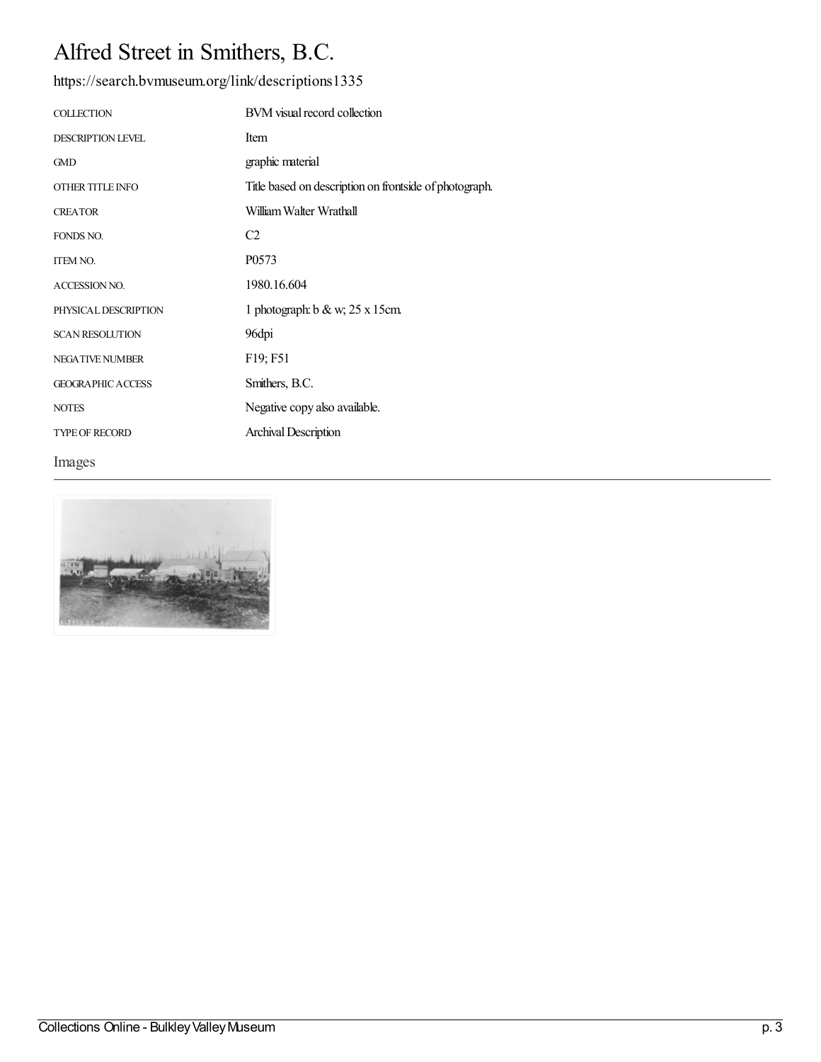# Alfred Street in Smithers, B.C.

https://search.bvmuseum.org/link/descriptions1335

| | |
|---|---|
| COLLECTION | BVM visual record collection |
| DESCRIPTION LEVEL | Item |
| GMD | graphic material |
| OTHER TITLE INFO | Title based on description on frontside of photograph. |
| CREATOR | William Walter Wrathall |
| FONDS NO. | C2 |
| ITEM NO. | P0573 |
| ACCESSION NO. | 1980.16.604 |
| PHYSICAL DESCRIPTION | 1 photograph: b & w; 25 x 15cm. |
| SCAN RESOLUTION | 96dpi |
| NEGATIVE NUMBER | F19; F51 |
| GEOGRAPHIC ACCESS | Smithers, B.C. |
| NOTES | Negative copy also available. |
| TYPE OF RECORD | Archival Description |

## Images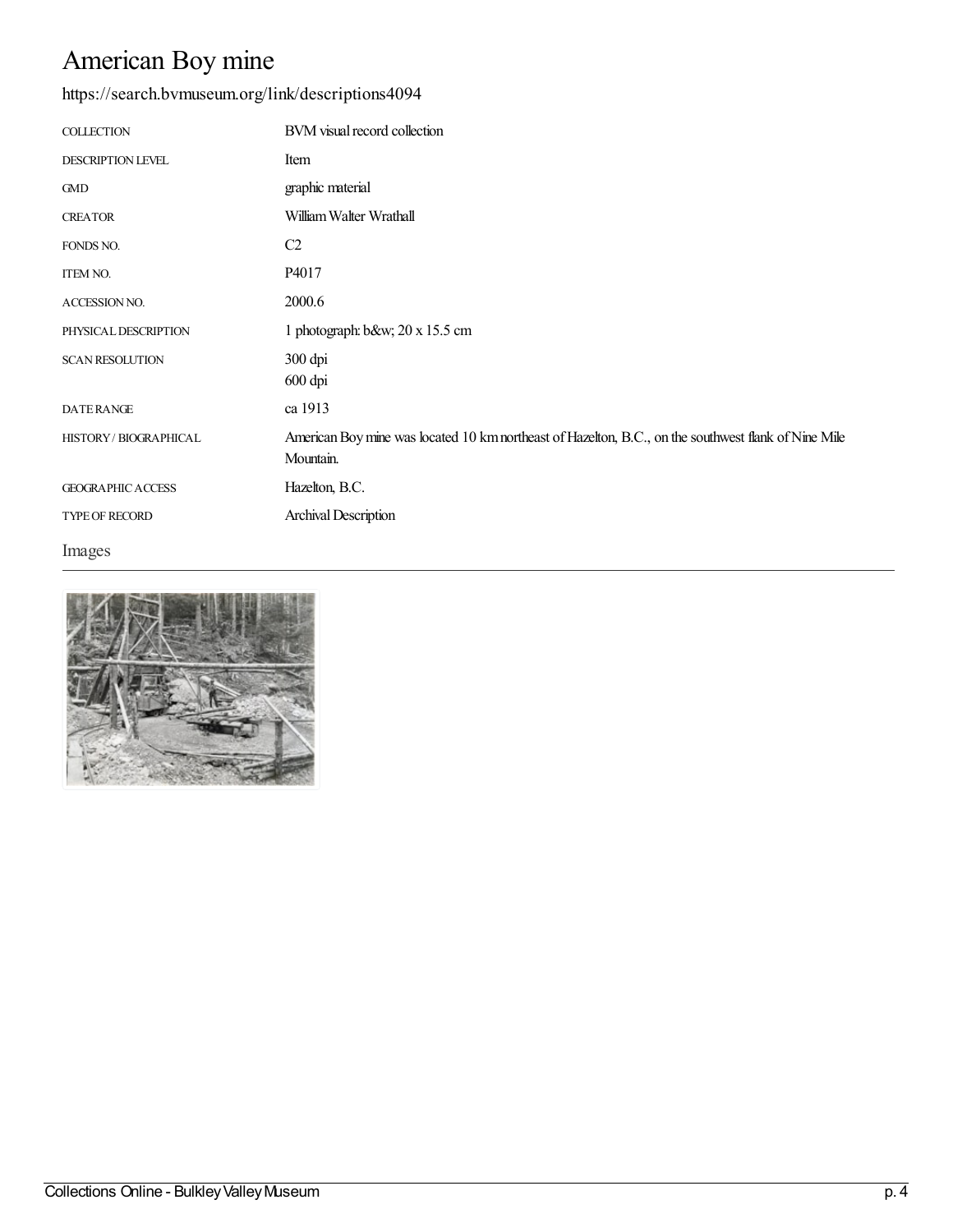# American Boy mine

https://search.bvmuseum.org/link/descriptions4094

| | |
|---|---|
| COLLECTION | BVM visual record collection |
| DESCRIPTION LEVEL | Item |
| GMD | graphic material |
| CREATOR | William Walter Wrathall |
| FONDS NO. | C2 |
| ITEM NO. | P4017 |
| ACCESSION NO. | 2000.6 |
| PHYSICAL DESCRIPTION | 1 photograph: b&w; 20 x 15.5 cm |
| SCAN RESOLUTION | 300 dpi<br>600 dpi |
| DATE RANGE | ca 1913 |
| HISTORY / BIOGRAPHICAL | American Boy mine was located 10 km northeast of Hazelton, B.C., on the southwest flank of Nine Mile Mountain. |
| GEOGRAPHIC ACCESS | Hazelton, B.C. |
| TYPE OF RECORD | Archival Description |

## Images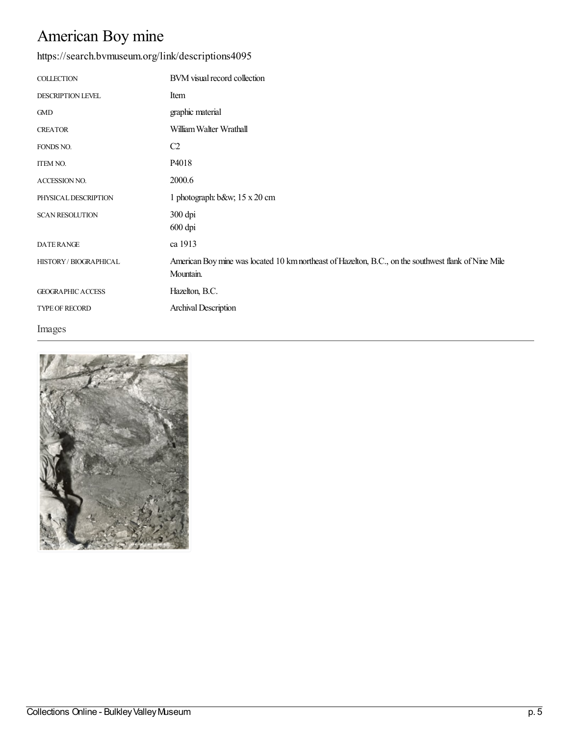# American Boy mine

https://search.bvmuseum.org/link/descriptions4095

| | |
|---|---|
| COLLECTION | BVM visual record collection |
| DESCRIPTION LEVEL | Item |
| GMD | graphic material |
| CREATOR | William Walter Wrathall |
| FONDS NO. | C2 |
| ITEM NO. | P4018 |
| ACCESSION NO. | 2000.6 |
| PHYSICAL DESCRIPTION | 1 photograph: b&w; 15 x 20 cm |
| SCAN RESOLUTION | 300 dpi<br>600 dpi |
| DATE RANGE | ca 1913 |
| HISTORY / BIOGRAPHICAL | American Boy mine was located 10 km northeast of Hazelton, B.C., on the southwest flank of Nine Mile Mountain. |
| GEOGRAPHIC ACCESS | Hazelton, B.C. |
| TYPE OF RECORD | Archival Description |

## Images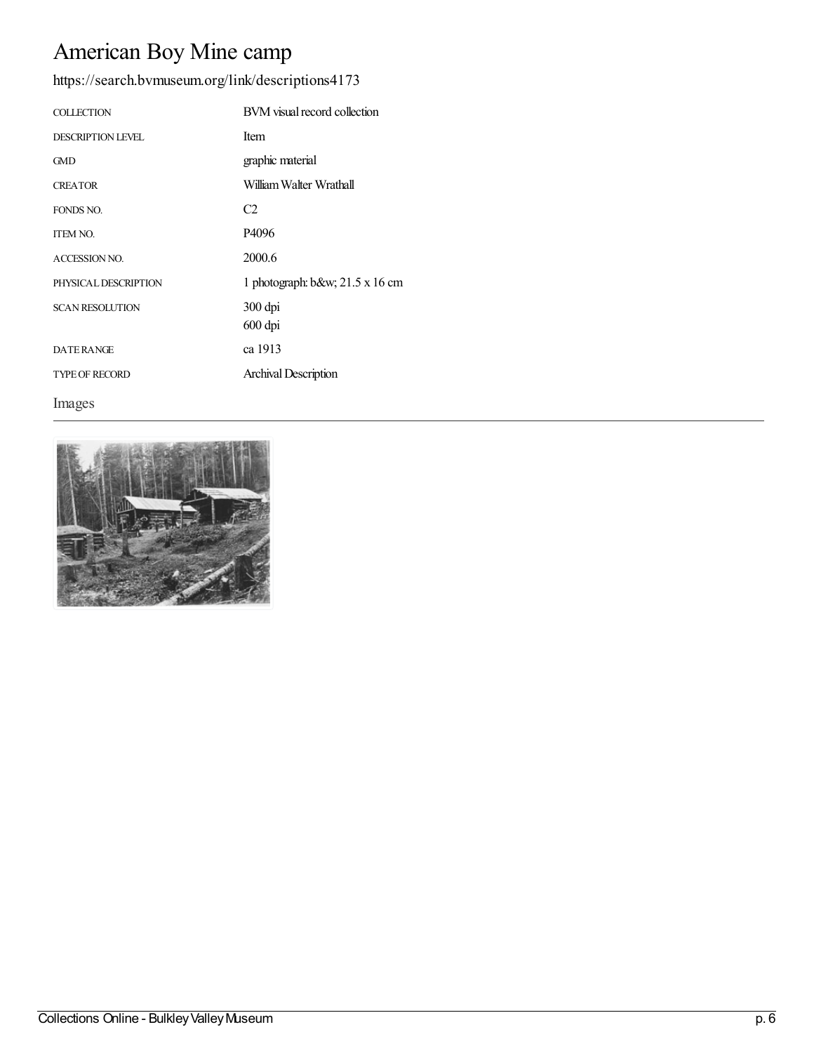# American Boy Mine camp

https://search.bvmuseum.org/link/descriptions4173

| | |
|---|---|
| COLLECTION | BVM visual record collection |
| DESCRIPTION LEVEL | Item |
| GMD | graphic material |
| CREATOR | William Walter Wrathall |
| FONDS NO. | C2 |
| ITEM NO. | P4096 |
| ACCESSION NO. | 2000.6 |
| PHYSICAL DESCRIPTION | 1 photograph: b&w; 21.5 x 16 cm |
| SCAN RESOLUTION | 300 dpi<br>600 dpi |
| DATE RANGE | ca 1913 |
| TYPE OF RECORD | Archival Description |

## Images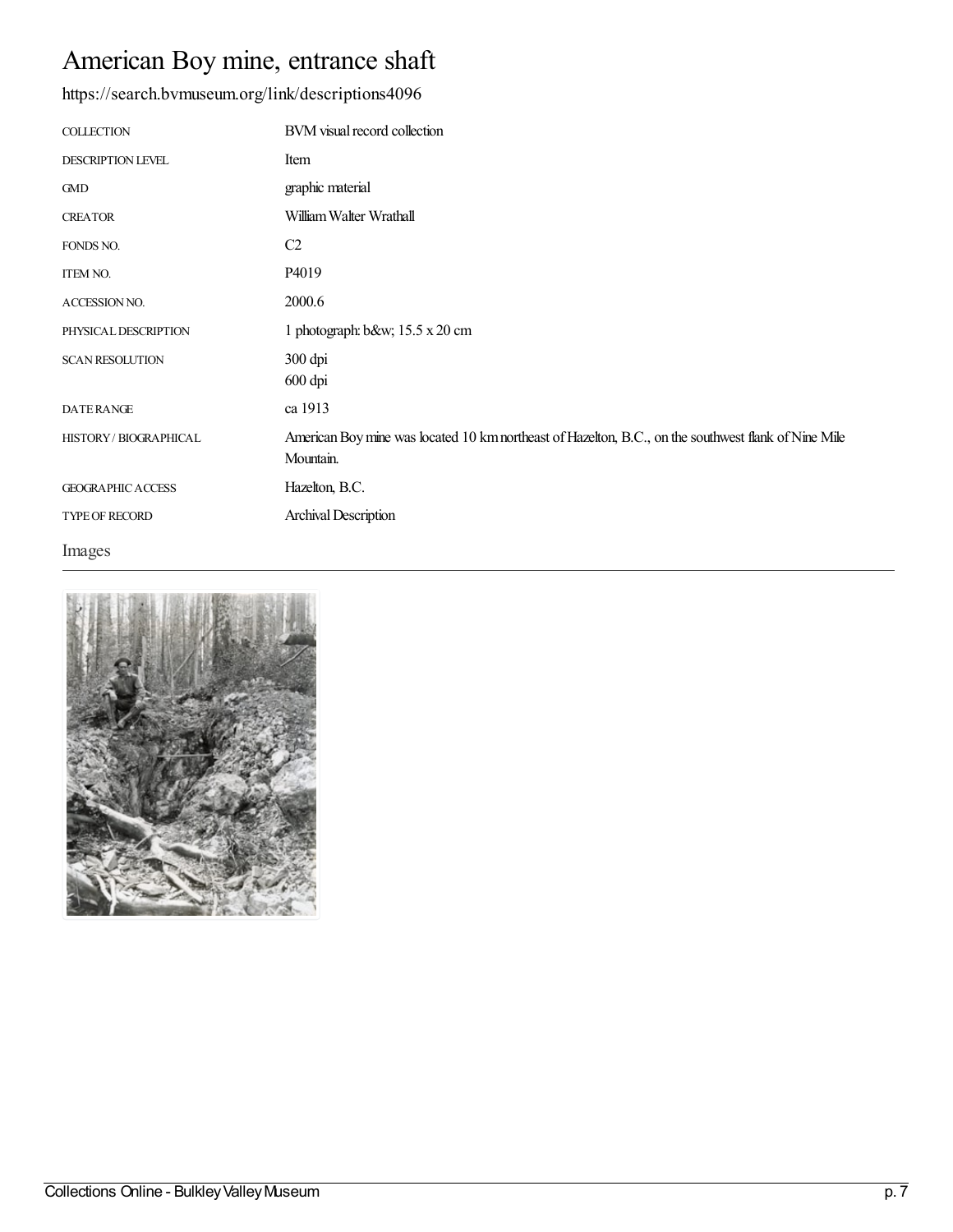# American Boy mine, entrance shaft

https://search.bvmuseum.org/link/descriptions4096

| | |
|---|---|
| COLLECTION | BVM visual record collection |
| DESCRIPTION LEVEL | Item |
| GMD | graphic material |
| CREATOR | William Walter Wrathall |
| FONDS NO. | C2 |
| ITEM NO. | P4019 |
| ACCESSION NO. | 2000.6 |
| PHYSICAL DESCRIPTION | 1 photograph: b&w; 15.5 x 20 cm |
| SCAN RESOLUTION | 300 dpi<br>600 dpi |
| DATE RANGE | ca 1913 |
| HISTORY / BIOGRAPHICAL | American Boy mine was located 10 km northeast of Hazelton, B.C., on the southwest flank of Nine Mile Mountain. |
| GEOGRAPHIC ACCESS | Hazelton, B.C. |
| TYPE OF RECORD | Archival Description |

## Images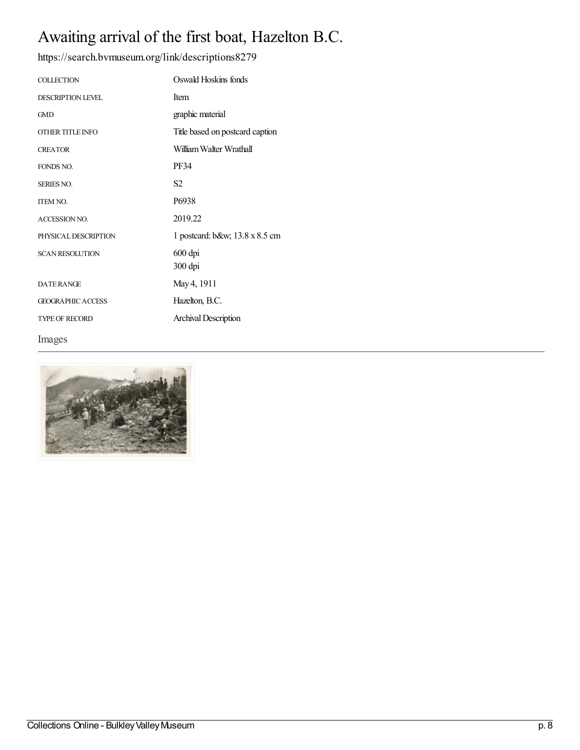# Awaiting arrival of the first boat, Hazelton B.C.

https://search.bvmuseum.org/link/descriptions8279

| | |
|---|---|
| COLLECTION | Oswald Hoskins fonds |
| DESCRIPTION LEVEL | Item |
| GMD | graphic material |
| OTHER TITLE INFO | Title based on postcard caption |
| CREATOR | William Walter Wrathall |
| FONDS NO. | PF34 |
| SERIES NO. | S2 |
| ITEM NO. | P6938 |
| ACCESSION NO. | 2019.22 |
| PHYSICAL DESCRIPTION | 1 postcard: b&w; 13.8 x 8.5 cm |
| SCAN RESOLUTION | 600 dpi<br>300 dpi |
| DATE RANGE | May 4, 1911 |
| GEOGRAPHIC ACCESS | Hazelton, B.C. |
| TYPE OF RECORD | Archival Description |

## Images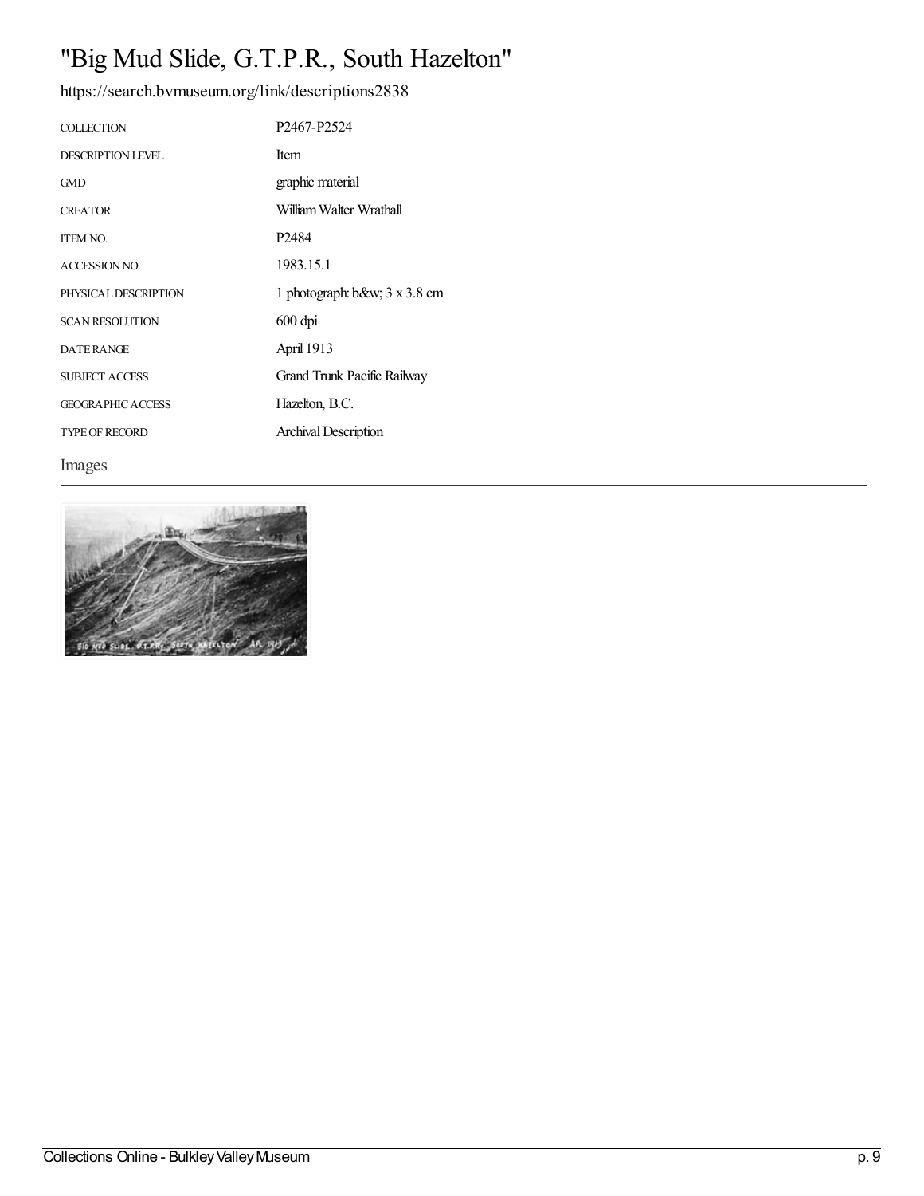# "Big Mud Slide, G.T.P.R., South Hazelton"

https://search.bvmuseum.org/link/descriptions2838

| | |
|---|---|
| COLLECTION | P2467-P2524 |
| DESCRIPTION LEVEL | Item |
| GMD | graphic material |
| CREATOR | William Walter Wrathall |
| ITEM NO. | P2484 |
| ACCESSION NO. | 1983.15.1 |
| PHYSICAL DESCRIPTION | 1 photograph: b&w; 3 x 3.8 cm |
| SCAN RESOLUTION | 600 dpi |
| DATE RANGE | April 1913 |
| SUBJECT ACCESS | Grand Trunk Pacific Railway |
| GEOGRAPHIC ACCESS | Hazelton, B.C. |
| TYPE OF RECORD | Archival Description |

## Images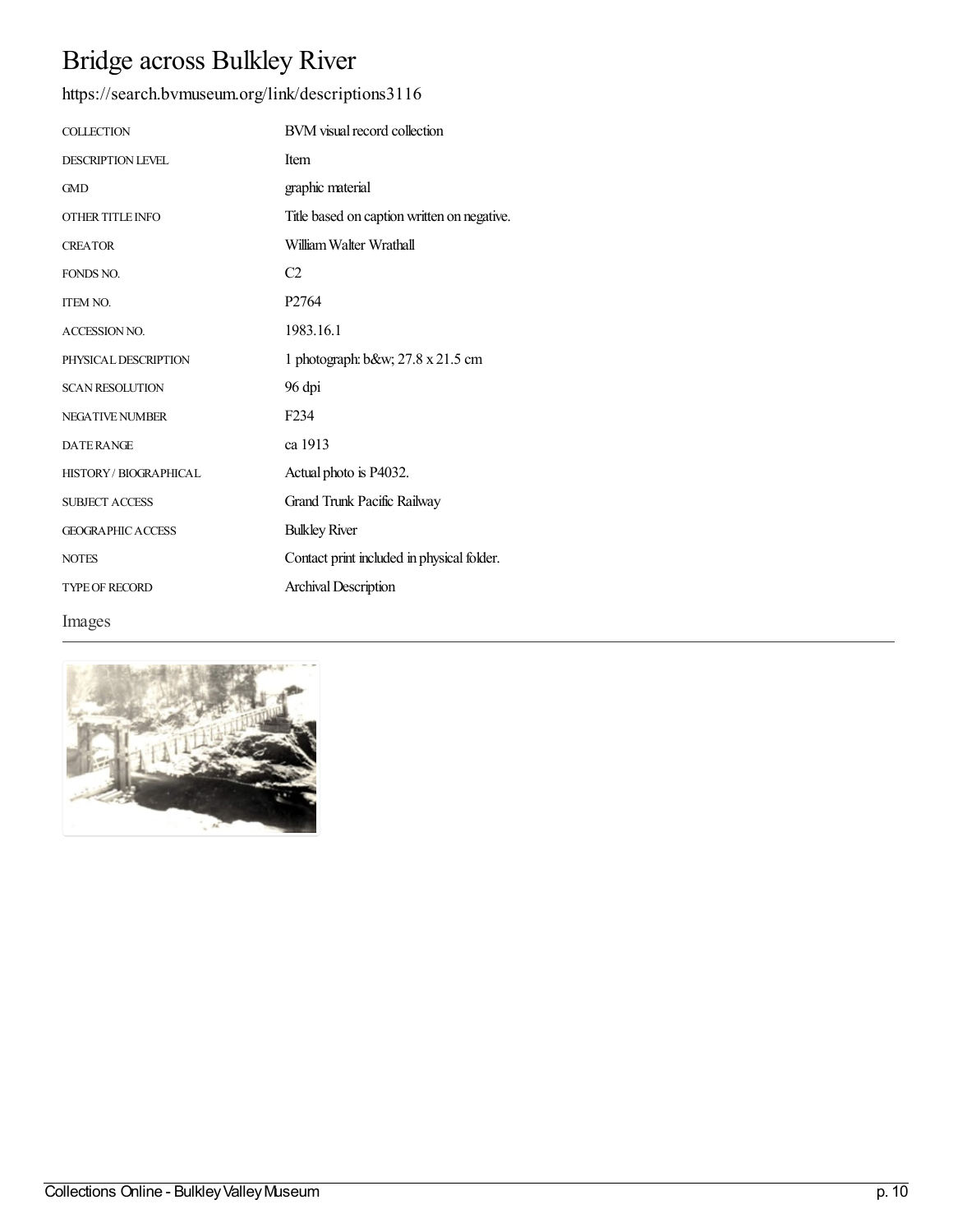# Bridge across Bulkley River

https://search.bvmuseum.org/link/descriptions3116

| | |
|---|---|
| COLLECTION | BVM visual record collection |
| DESCRIPTION LEVEL | Item |
| GMD | graphic material |
| OTHER TITLE INFO | Title based on caption written on negative. |
| CREATOR | William Walter Wrathall |
| FONDS NO. | C2 |
| ITEM NO. | P2764 |
| ACCESSION NO. | 1983.16.1 |
| PHYSICAL DESCRIPTION | 1 photograph: b&w; 27.8 x 21.5 cm |
| SCAN RESOLUTION | 96 dpi |
| NEGATIVE NUMBER | F234 |
| DATE RANGE | ca 1913 |
| HISTORY / BIOGRAPHICAL | Actual photo is P4032. |
| SUBJECT ACCESS | Grand Trunk Pacific Railway |
| GEOGRAPHIC ACCESS | Bulkley River |
| NOTES | Contact print included in physical folder. |
| TYPE OF RECORD | Archival Description |

## Images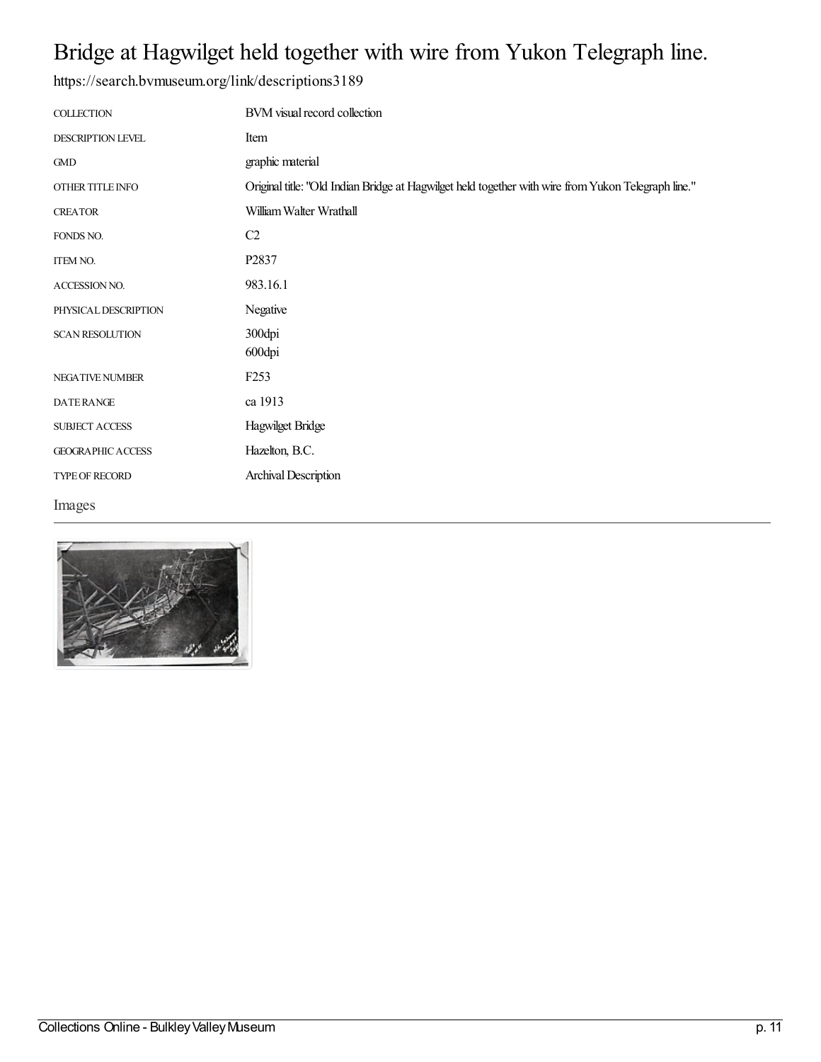# Bridge at Hagwilget held together with wire from Yukon Telegraph line.

https://search.bvmuseum.org/link/descriptions3189

| | |
|---|---|
| COLLECTION | BVM visual record collection |
| DESCRIPTION LEVEL | Item |
| GMD | graphic material |
| OTHER TITLE INFO | Original title: "Old Indian Bridge at Hagwilget held together with wire from Yukon Telegraph line." |
| CREATOR | William Walter Wrathall |
| FONDS NO. | C2 |
| ITEM NO. | P2837 |
| ACCESSION NO. | 983.16.1 |
| PHYSICAL DESCRIPTION | Negative |
| SCAN RESOLUTION | 300dpi<br>600dpi |
| NEGATIVE NUMBER | F253 |
| DATE RANGE | ca 1913 |
| SUBJECT ACCESS | Hagwilget Bridge |
| GEOGRAPHIC ACCESS | Hazelton, B.C. |
| TYPE OF RECORD | Archival Description |

Images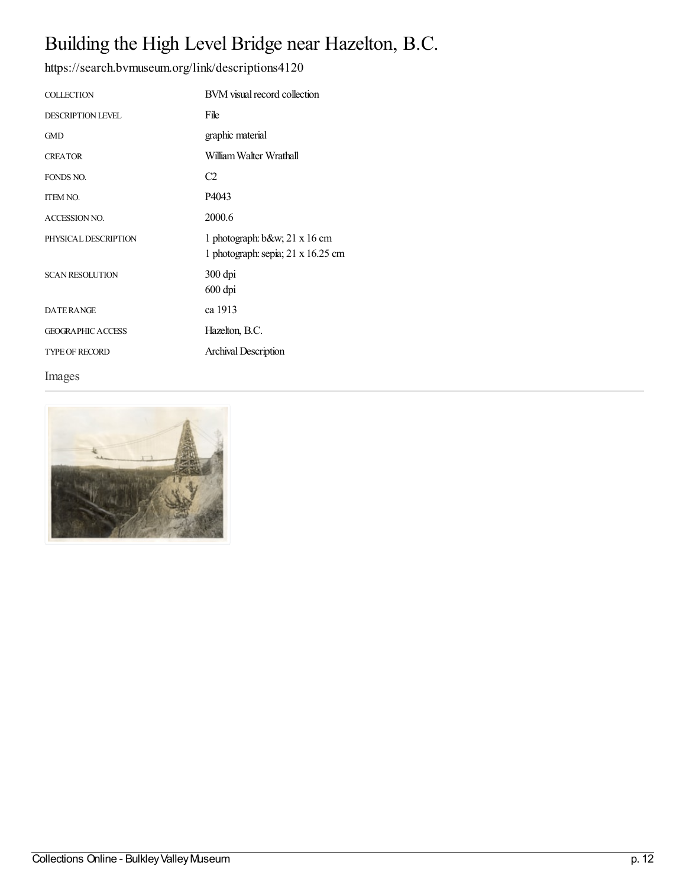# Building the High Level Bridge near Hazelton, B.C.

https://search.bvmuseum.org/link/descriptions4120

| | |
|---|---|
| COLLECTION | BVM visual record collection |
| DESCRIPTION LEVEL | File |
| GMD | graphic material |
| CREATOR | William Walter Wrathall |
| FONDS NO. | C2 |
| ITEM NO. | P4043 |
| ACCESSION NO. | 2000.6 |
| PHYSICAL DESCRIPTION | 1 photograph: b&w; 21 x 16 cm<br>1 photograph: sepia; 21 x 16.25 cm |
| SCAN RESOLUTION | 300 dpi<br>600 dpi |
| DATE RANGE | ca 1913 |
| GEOGRAPHIC ACCESS | Hazelton, B.C. |
| TYPE OF RECORD | Archival Description |

## Images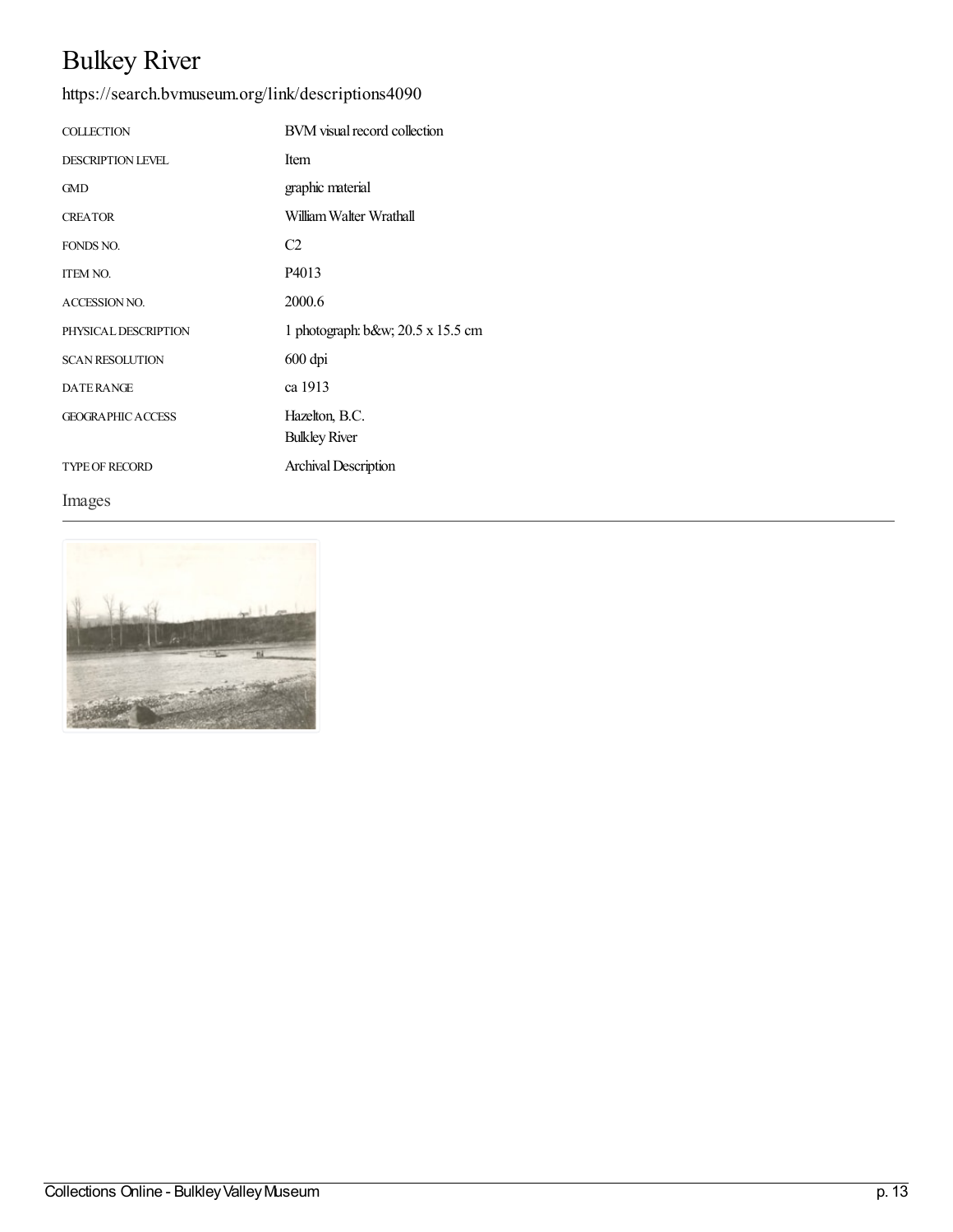# Bulkey River

https://search.bvmuseum.org/link/descriptions4090

| | |
|---|---|
| COLLECTION | BVM visual record collection |
| DESCRIPTION LEVEL | Item |
| GMD | graphic material |
| CREATOR | William Walter Wrathall |
| FONDS NO. | C2 |
| ITEM NO. | P4013 |
| ACCESSION NO. | 2000.6 |
| PHYSICAL DESCRIPTION | 1 photograph: b&w; 20.5 x 15.5 cm |
| SCAN RESOLUTION | 600 dpi |
| DATE RANGE | ca 1913 |
| GEOGRAPHIC ACCESS | Hazelton, B.C.<br>Bulkley River |
| TYPE OF RECORD | Archival Description |

## Images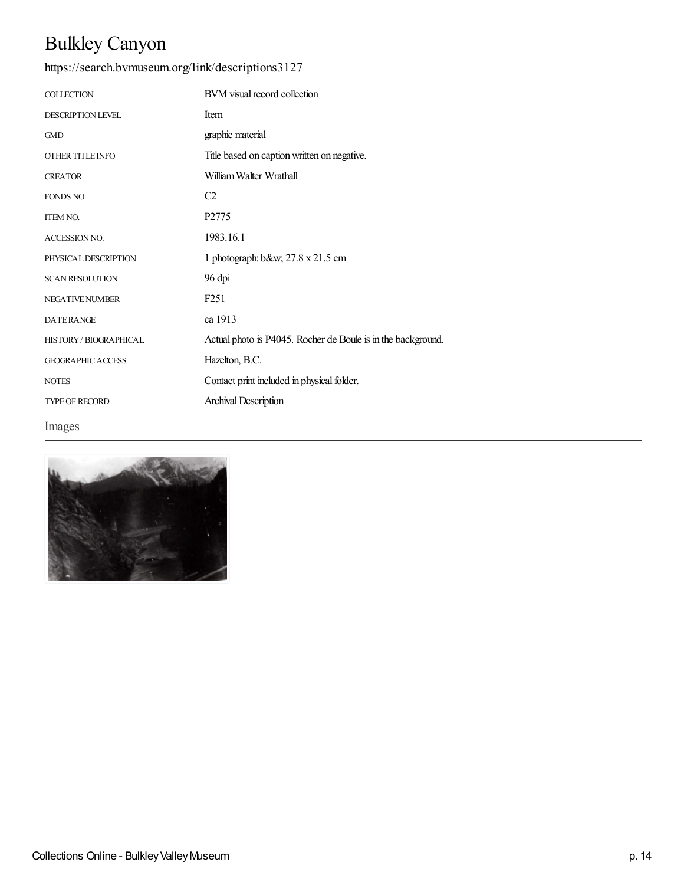# Bulkley Canyon

https://search.bvmuseum.org/link/descriptions3127

| | |
|---|---|
| COLLECTION | BVM visual record collection |
| DESCRIPTION LEVEL | Item |
| GMD | graphic material |
| OTHER TITLE INFO | Title based on caption written on negative. |
| CREATOR | William Walter Wrathall |
| FONDS NO. | C2 |
| ITEM NO. | P2775 |
| ACCESSION NO. | 1983.16.1 |
| PHYSICAL DESCRIPTION | 1 photograph: b&w; 27.8 x 21.5 cm |
| SCAN RESOLUTION | 96 dpi |
| NEGATIVE NUMBER | F251 |
| DATE RANGE | ca 1913 |
| HISTORY / BIOGRAPHICAL | Actual photo is P4045. Rocher de Boule is in the background. |
| GEOGRAPHIC ACCESS | Hazelton, B.C. |
| NOTES | Contact print included in physical folder. |
| TYPE OF RECORD | Archival Description |

## Images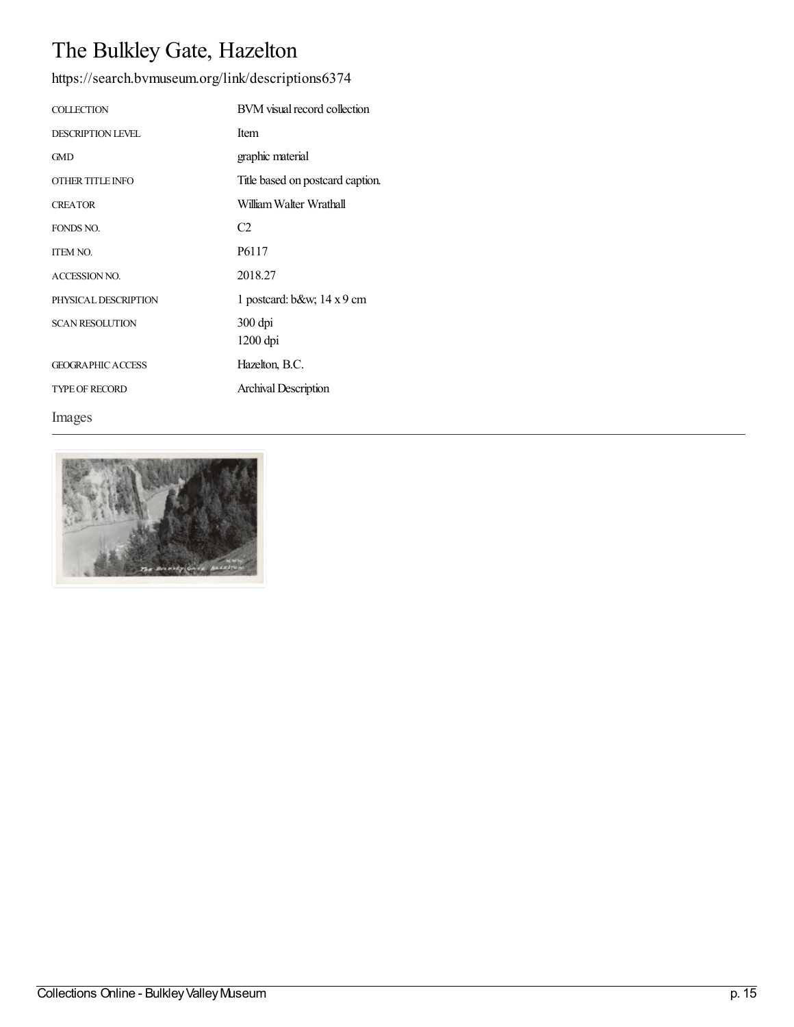# The Bulkley Gate, Hazelton

https://search.bvmuseum.org/link/descriptions6374

| | |
|---|---|
| COLLECTION | BVM visual record collection |
| DESCRIPTION LEVEL | Item |
| GMD | graphic material |
| OTHER TITLE INFO | Title based on postcard caption. |
| CREATOR | William Walter Wrathall |
| FONDS NO. | C2 |
| ITEM NO. | P6117 |
| ACCESSION NO. | 2018.27 |
| PHYSICAL DESCRIPTION | 1 postcard: b&w; 14 x 9 cm |
| SCAN RESOLUTION | 300 dpi<br>1200 dpi |
| GEOGRAPHIC ACCESS | Hazelton, B.C. |
| TYPE OF RECORD | Archival Description |

## Images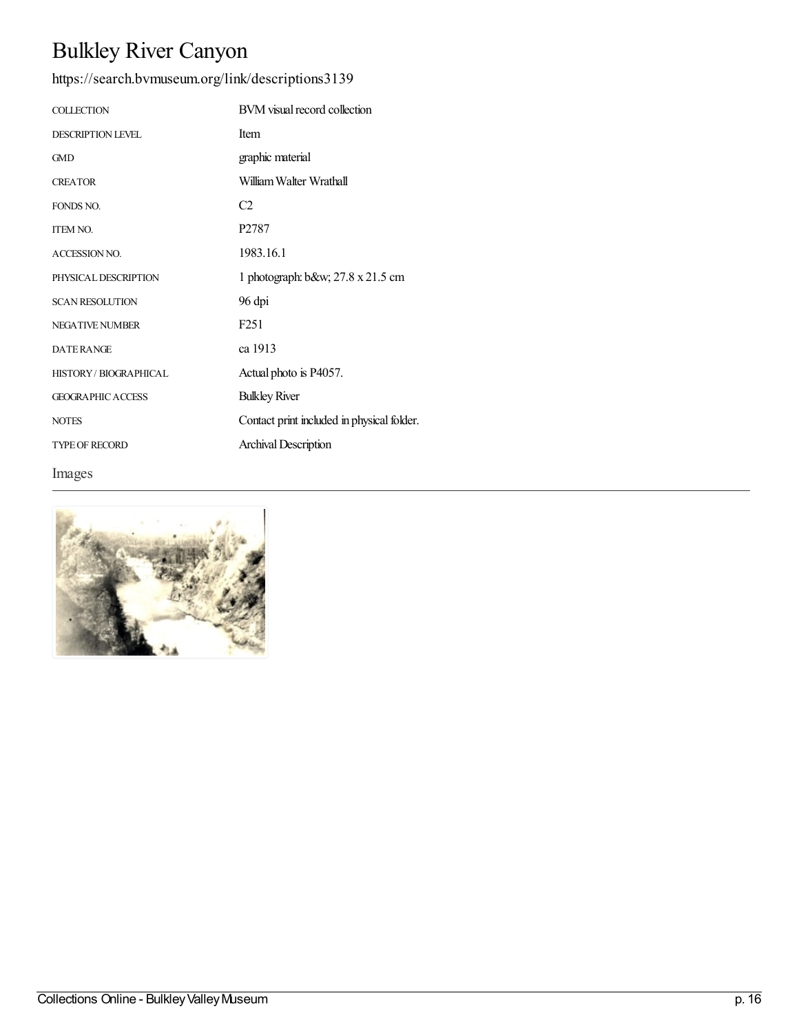# Bulkley River Canyon

https://search.bvmuseum.org/link/descriptions3139

| | |
|---|---|
| COLLECTION | BVM visual record collection |
| DESCRIPTION LEVEL | Item |
| GMD | graphic material |
| CREATOR | William Walter Wrathall |
| FONDS NO. | C2 |
| ITEM NO. | P2787 |
| ACCESSION NO. | 1983.16.1 |
| PHYSICAL DESCRIPTION | 1 photograph: b&w; 27.8 x 21.5 cm |
| SCAN RESOLUTION | 96 dpi |
| NEGATIVE NUMBER | F251 |
| DATE RANGE | ca 1913 |
| HISTORY / BIOGRAPHICAL | Actual photo is P4057. |
| GEOGRAPHIC ACCESS | Bulkley River |
| NOTES | Contact print included in physical folder. |
| TYPE OF RECORD | Archival Description |

## Images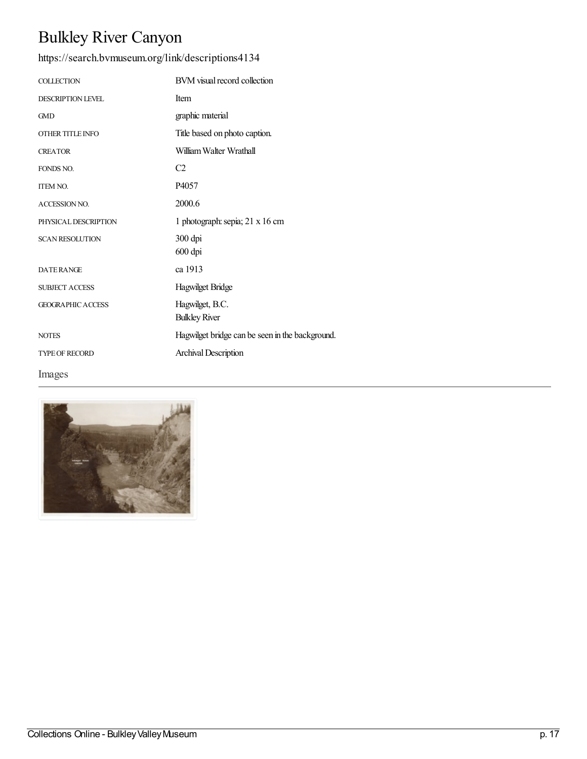# Bulkley River Canyon

https://search.bvmuseum.org/link/descriptions4134

| | |
|---|---|
| COLLECTION | BVM visual record collection |
| DESCRIPTION LEVEL | Item |
| GMD | graphic material |
| OTHER TITLE INFO | Title based on photo caption. |
| CREATOR | William Walter Wrathall |
| FONDS NO. | C2 |
| ITEM NO. | P4057 |
| ACCESSION NO. | 2000.6 |
| PHYSICAL DESCRIPTION | 1 photograph: sepia; 21 x 16 cm |
| SCAN RESOLUTION | 300 dpi<br>600 dpi |
| DATE RANGE | ca 1913 |
| SUBJECT ACCESS | Hagwilget Bridge |
| GEOGRAPHIC ACCESS | Hagwilget, B.C.<br>Bulkley River |
| NOTES | Hagwilget bridge can be seen in the background. |
| TYPE OF RECORD | Archival Description |

## Images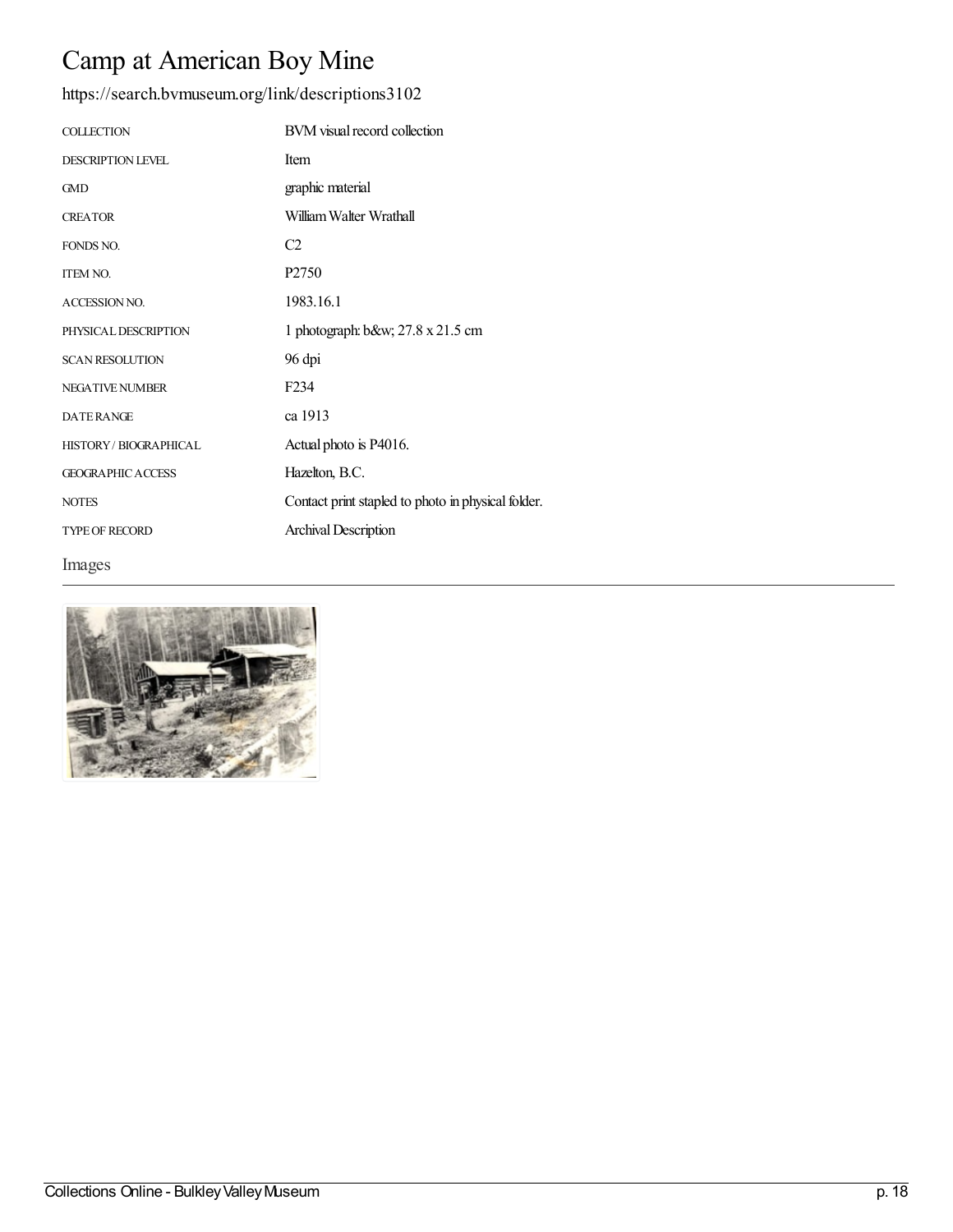# Camp at American Boy Mine

https://search.bvmuseum.org/link/descriptions3102

| | |
|---|---|
| COLLECTION | BVM visual record collection |
| DESCRIPTION LEVEL | Item |
| GMD | graphic material |
| CREATOR | William Walter Wrathall |
| FONDS NO. | C2 |
| ITEM NO. | P2750 |
| ACCESSION NO. | 1983.16.1 |
| PHYSICAL DESCRIPTION | 1 photograph: b&w; 27.8 x 21.5 cm |
| SCAN RESOLUTION | 96 dpi |
| NEGATIVE NUMBER | F234 |
| DATE RANGE | ca 1913 |
| HISTORY / BIOGRAPHICAL | Actual photo is P4016. |
| GEOGRAPHIC ACCESS | Hazelton, B.C. |
| NOTES | Contact print stapled to photo in physical folder. |
| TYPE OF RECORD | Archival Description |

## Images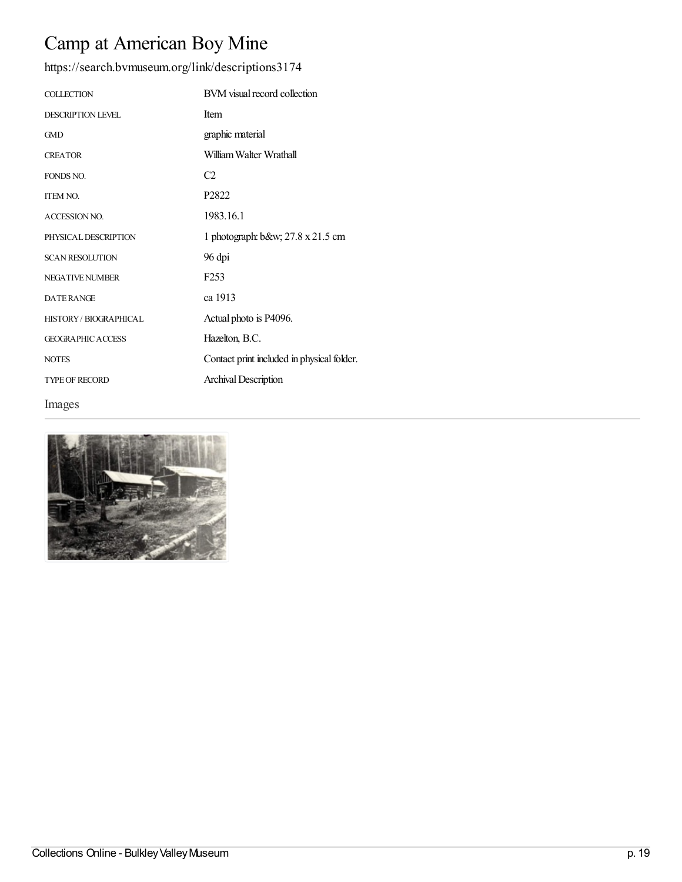# Camp at American Boy Mine

https://search.bvmuseum.org/link/descriptions3174

| | |
|---|---|
| COLLECTION | BVM visual record collection |
| DESCRIPTION LEVEL | Item |
| GMD | graphic material |
| CREATOR | William Walter Wrathall |
| FONDS NO. | C2 |
| ITEM NO. | P2822 |
| ACCESSION NO. | 1983.16.1 |
| PHYSICAL DESCRIPTION | 1 photograph: b&w; 27.8 x 21.5 cm |
| SCAN RESOLUTION | 96 dpi |
| NEGATIVE NUMBER | F253 |
| DATE RANGE | ca 1913 |
| HISTORY / BIOGRAPHICAL | Actual photo is P4096. |
| GEOGRAPHIC ACCESS | Hazelton, B.C. |
| NOTES | Contact print included in physical folder. |
| TYPE OF RECORD | Archival Description |

## Images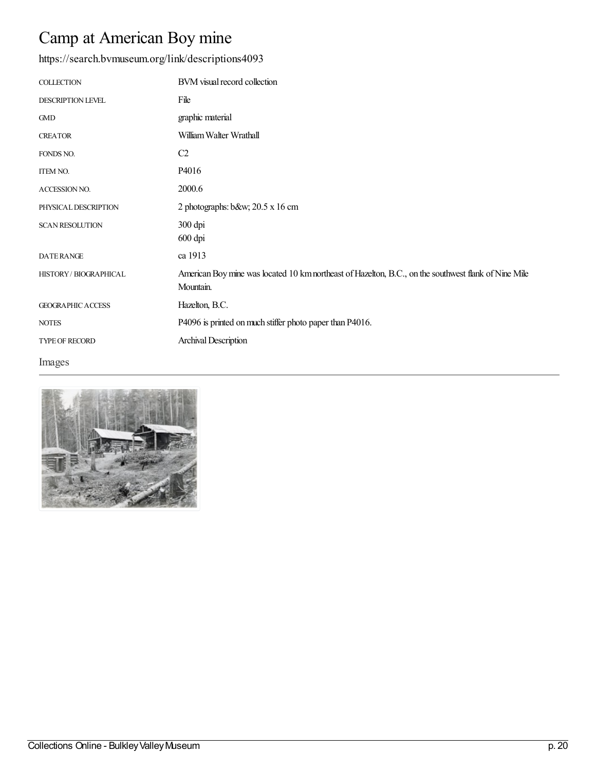# Camp at American Boy mine

https://search.bvmuseum.org/link/descriptions4093

| | |
|---|---|
| COLLECTION | BVM visual record collection |
| DESCRIPTION LEVEL | File |
| GMD | graphic material |
| CREATOR | William Walter Wrathall |
| FONDS NO. | C2 |
| ITEM NO. | P4016 |
| ACCESSION NO. | 2000.6 |
| PHYSICAL DESCRIPTION | 2 photographs: b&w; 20.5 x 16 cm |
| SCAN RESOLUTION | 300 dpi<br>600 dpi |
| DATE RANGE | ca 1913 |
| HISTORY / BIOGRAPHICAL | American Boy mine was located 10 km northeast of Hazelton, B.C., on the southwest flank of Nine Mile Mountain. |
| GEOGRAPHIC ACCESS | Hazelton, B.C. |
| NOTES | P4096 is printed on much stiffer photo paper than P4016. |
| TYPE OF RECORD | Archival Description |

## Images